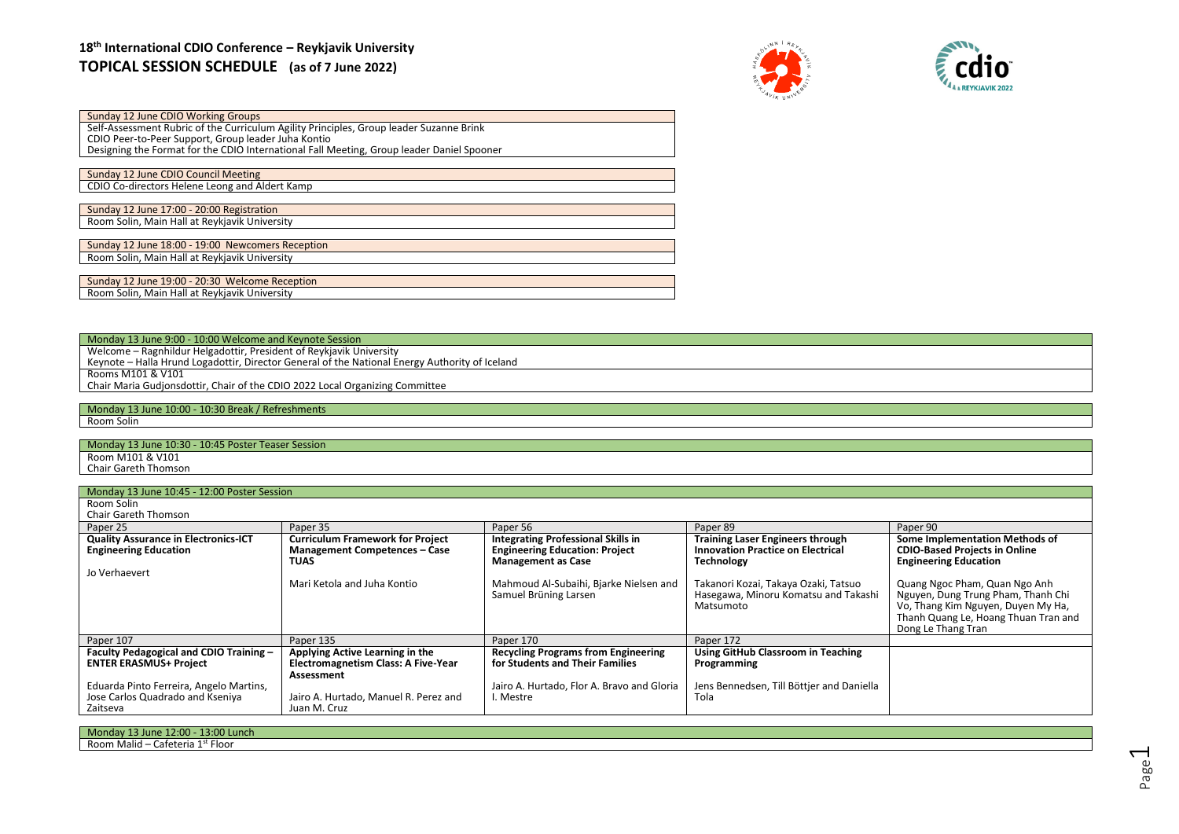# 18th International CDIO Conference – Reykjavik University

## TOPICAL SESSION SCHEDULE (as of 7 June 2022)

| Sunday 12 June CDIO Working Groups |
|---|
| Self-Assessment Rubric of the Curriculum Agility Principles, Group leader Suzanne Brink |
| CDIO Peer-to-Peer Support, Group leader Juha Kontio |
| Designing the Format for the CDIO International Fall Meeting, Group leader Daniel Spooner |

| Sunday 12 June CDIO Council Meeting |
|---|
| CDIO Co-directors Helene Leong and Aldert Kamp |

| Sunday 12 June 17:00 - 20:00 Registration |
|---|
| Room Solin, Main Hall at Reykjavik University |

| Sunday 12 June 18:00 - 19:00 Newcomers Reception |
|---|
| Room Solin, Main Hall at Reykjavik University |

| Sunday 12 June 19:00 - 20:30 Welcome Reception |
|---|
| Room Solin, Main Hall at Reykjavik University |

| Monday 13 June 9:00 - 10:00 Welcome and Keynote Session |
|---|
| Welcome – Ragnhildur Helgadottir, President of Reykjavik University |
| Keynote – Halla Hrund Logadottir, Director General of the National Energy Authority of Iceland |
| Rooms M101 & V101 |
| Chair Maria Gudjonsdottir, Chair of the CDIO 2022 Local Organizing Committee |

| Monday 13 June 10:00 - 10:30 Break / Refreshments |
|---|
| Room Solin |

| Monday 13 June 10:30 - 10:45 Poster Teaser Session |
|---|
| Room M101 & V101 |
| Chair Gareth Thomson |

| Monday 13 June 10:45 - 12:00 Poster Session | | | | |
|---|---|---|---|---|
| Room Solin<br>Chair Gareth Thomson | | | | |
| Paper 25 | Paper 35 | Paper 56 | Paper 89 | Paper 90 |
| **Quality Assurance in Electronics-ICT Engineering Education**<br><br>Jo Verhaevert | **Curriculum Framework for Project Management Competences – Case TUAS**<br><br>Mari Ketola and Juha Kontio | **Integrating Professional Skills in Engineering Education: Project Management as Case**<br><br>Mahmoud Al-Subaihi, Bjarke Nielsen and Samuel Brüning Larsen | **Training Laser Engineers through Innovation Practice on Electrical Technology**<br><br>Takanori Kozai, Takaya Ozaki, Tatsuo Hasegawa, Minoru Komatsu and Takashi Matsumoto | **Some Implementation Methods of CDIO-Based Projects in Online Engineering Education**<br><br>Quang Ngoc Pham, Quan Ngo Anh Nguyen, Dung Trung Pham, Thanh Chi Vo, Thang Kim Nguyen, Duyen My Ha, Thanh Quang Le, Hoang Thuan Tran and Dong Le Thang Tran |
| Paper 107 | Paper 135 | Paper 170 | Paper 172 | |
| **Faculty Pedagogical and CDIO Training – ENTER ERASMUS+ Project**<br><br>Eduarda Pinto Ferreira, Angelo Martins, Jose Carlos Quadrado and Kseniya Zaitseva | **Applying Active Learning in the Electromagnetism Class: A Five-Year Assessment**<br><br>Jairo A. Hurtado, Manuel R. Perez and Juan M. Cruz | **Recycling Programs from Engineering for Students and Their Families**<br><br>Jairo A. Hurtado, Flor A. Bravo and Gloria I. Mestre | **Using GitHub Classroom in Teaching Programming**<br><br>Jens Bennedsen, Till Böttjer and Daniella Tola | |

| Monday 13 June 12:00 - 13:00 Lunch |
|---|
| Room Malid – Cafeteria 1st Floor |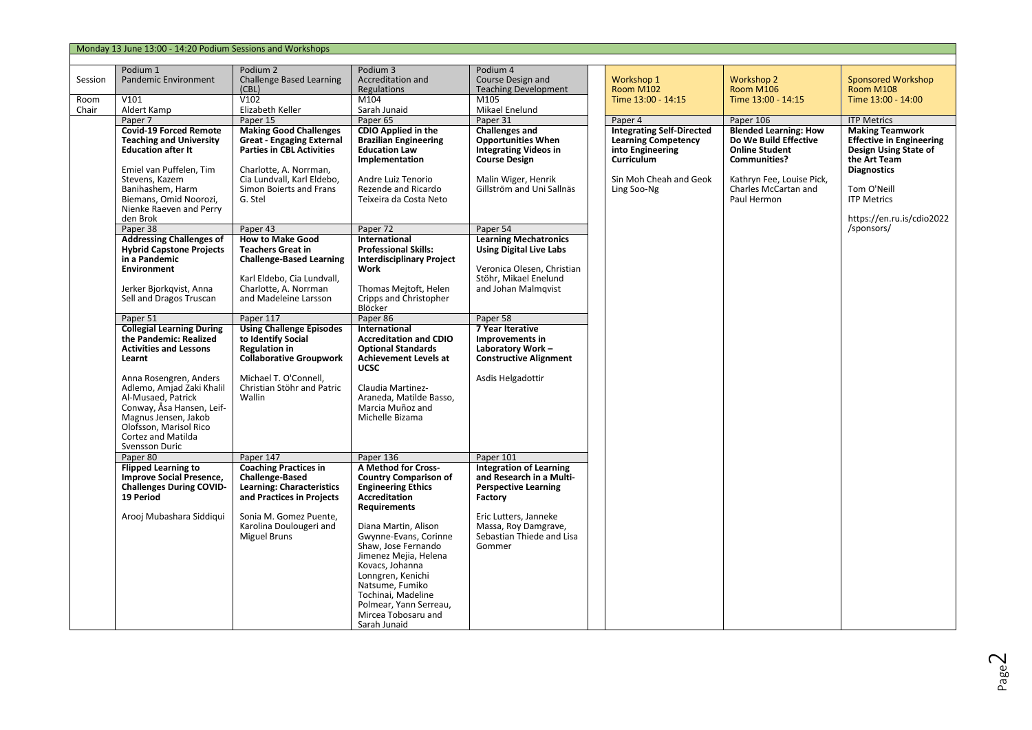## Monday 13 June 13:00 - 14:20 Podium Sessions and Workshops

| Session | Podium 1 Pandemic Environment | Podium 2 Challenge Based Learning (CBL) | Podium 3 Accreditation and Regulations | Podium 4 Course Design and Teaching Development | Workshop 1 Room M102 Time 13:00 - 14:15 | Workshop 2 Room M106 Time 13:00 - 14:15 | Sponsored Workshop Room M108 Time 13:00 - 14:00 |
|---|---|---|---|---|---|---|---|
| Room | V101 | V102 | M104 | M105 | | | |
| Chair | Aldert Kamp | Elizabeth Keller | Sarah Junaid | Mikael Enelund | | | |
| | Paper 7 | Paper 15 | Paper 65 | Paper 31 | Paper 4 | Paper 106 | ITP Metrics |
| | **Covid-19 Forced Remote Teaching and University Education after It**<br><br>Emiel van Puffelen, Tim Stevens, Kazem Banihashem, Harm Biemans, Omid Noorozi, Nienke Raeven and Perry den Brok | **Making Good Challenges Great - Engaging External Parties in CBL Activities**<br><br>Charlotte, A. Norrman, Cia Lundvall, Karl Eldebo, Simon Boierts and Frans G. Stel | **CDIO Applied in the Brazilian Engineering Education Law Implementation**<br><br>Andre Luiz Tenorio Rezende and Ricardo Teixeira da Costa Neto | **Challenges and Opportunities When Integrating Videos in Course Design**<br><br>Malin Wiger, Henrik Gillström and Uni Sallnäs | **Integrating Self-Directed Learning Competency into Engineering Curriculum**<br><br>Sin Moh Cheah and Geok Ling Soo-Ng | **Blended Learning: How Do We Build Effective Online Student Communities?**<br><br>Kathryn Fee, Louise Pick, Charles McCartan and Paul Hermon | **Making Teamwork Effective in Engineering Design Using State of the Art Team Diagnostics**<br><br>Tom O'Neill<br>ITP Metrics<br><br>https://en.ru.is/cdio2022/sponsors/ |
| | Paper 38 | Paper 43 | Paper 72 | Paper 54 | | | |
| | **Addressing Challenges of Hybrid Capstone Projects in a Pandemic Environment**<br><br>Jerker Bjorkqvist, Anna Sell and Dragos Truscan | **How to Make Good Teachers Great in Challenge-Based Learning**<br><br>Karl Eldebo, Cia Lundvall, Charlotte, A. Norrman and Madeleine Larsson | **International Professional Skills: Interdisciplinary Project Work**<br><br>Thomas Mejtoft, Helen Cripps and Christopher Blöcker | **Learning Mechatronics Using Digital Live Labs**<br><br>Veronica Olesen, Christian Stöhr, Mikael Enelund and Johan Malmqvist | | | |
| | Paper 51 | Paper 117 | Paper 86 | Paper 58 | | | |
| | **Collegial Learning During the Pandemic: Realized Activities and Lessons Learnt**<br><br>Anna Rosengren, Anders Adlemo, Amjad Zaki Khalil Al-Musaed, Patrick Conway, Åsa Hansen, Leif-Magnus Jensen, Jakob Olofsson, Marisol Rico Cortez and Matilda Svensson Duric | **Using Challenge Episodes to Identify Social Regulation in Collaborative Groupwork**<br><br>Michael T. O'Connell, Christian Stöhr and Patric Wallin | **International Accreditation and CDIO Optional Standards Achievement Levels at UCSC**<br><br>Claudia Martinez-Araneda, Matilde Basso, Marcia Muñoz and Michelle Bizama | **7 Year Iterative Improvements in Laboratory Work – Constructive Alignment**<br><br>Asdis Helgadottir | | | |
| | Paper 80 | Paper 147 | Paper 136 | Paper 101 | | | |
| | **Flipped Learning to Improve Social Presence, Challenges During COVID-19 Period**<br><br>Arooj Mubashara Siddiqui | **Coaching Practices in Challenge-Based Learning: Characteristics and Practices in Projects**<br><br>Sonia M. Gomez Puente, Karolina Doulougeri and Miguel Bruns | **A Method for Cross-Country Comparison of Engineering Ethics Accreditation Requirements**<br><br>Diana Martin, Alison Gwynne-Evans, Corinne Shaw, Jose Fernando Jimenez Mejia, Helena Kovacs, Johanna Lonngren, Kenichi Natsume, Fumiko Tochinai, Madeline Polmear, Yann Serreau, Mircea Tobosaru and Sarah Junaid | **Integration of Learning and Research in a Multi-Perspective Learning Factory**<br><br>Eric Lutters, Janneke Massa, Roy Damgrave, Sebastian Thiede and Lisa Gommer | | | |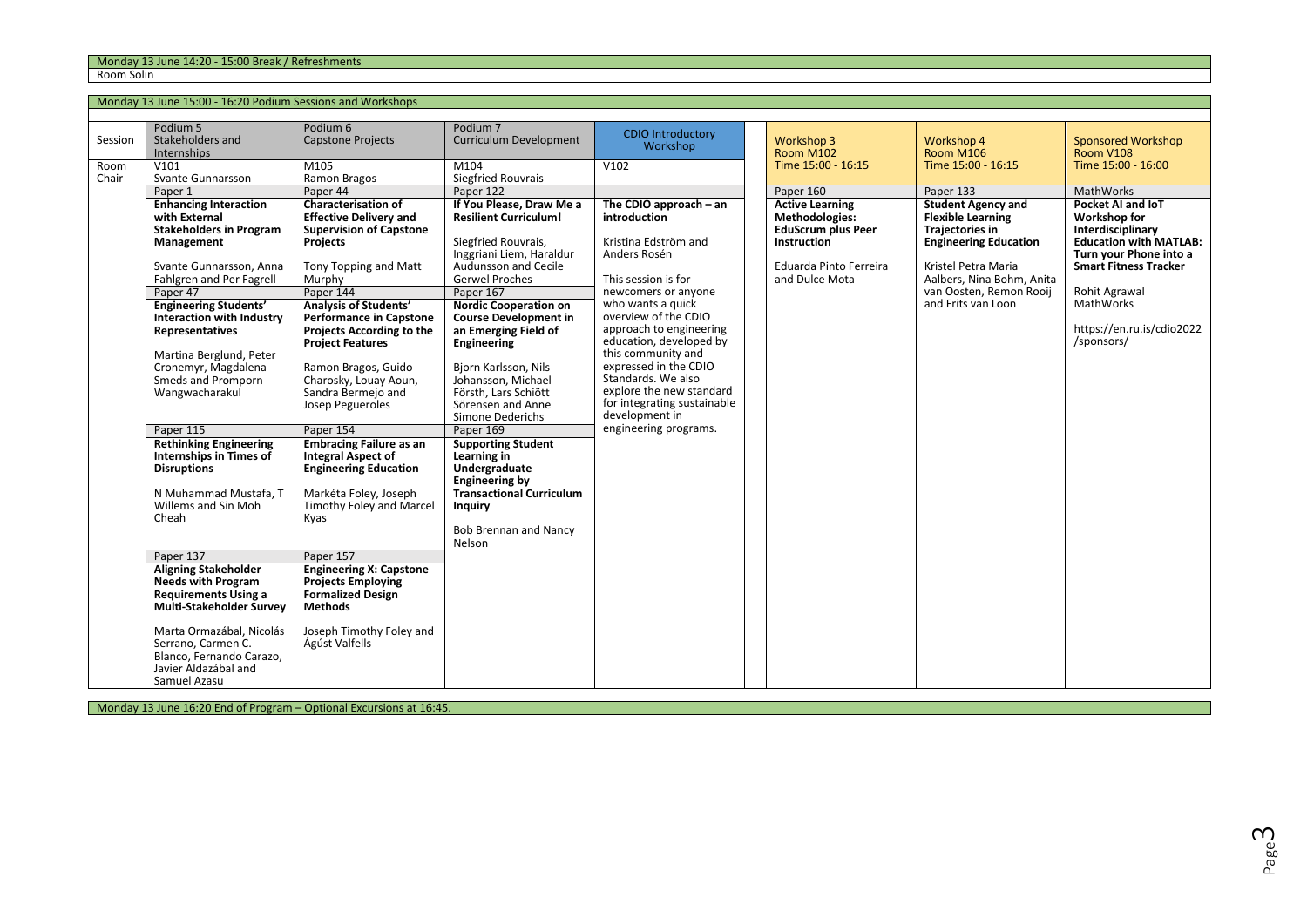Monday 13 June 14:20 - 15:00 Break / Refreshments

Room Solin

Monday 13 June 15:00 - 16:20 Podium Sessions and Workshops

| Session | Podium 5 Stakeholders and Internships | Podium 6 Capstone Projects | Podium 7 Curriculum Development | CDIO Introductory Workshop | Workshop 3 Room M102 Time 15:00 - 16:15 | Workshop 4 Room M106 Time 15:00 - 16:15 | Sponsored Workshop Room V108 Time 15:00 - 16:00 |
|---|---|---|---|---|---|---|---|
| Room Chair | V101 Svante Gunnarsson | M105 Ramon Bragos | M104 Siegfried Rouvrais | V102 | | | |
| | Paper 1 | Paper 44 | Paper 122 | | Paper 160 | Paper 133 | MathWorks |
| | **Enhancing Interaction with External Stakeholders in Program Management**<br><br>Svante Gunnarsson, Anna Fahlgren and Per Fagrell | **Characterisation of Effective Delivery and Supervision of Capstone Projects**<br><br>Tony Topping and Matt Murphy | **If You Please, Draw Me a Resilient Curriculum!**<br><br>Siegfried Rouvrais, Inggriani Liem, Haraldur Audunsson and Cecile Gerwel Proches | **The CDIO approach – an introduction**<br><br>Kristina Edström and Anders Rosén<br><br>This session is for newcomers or anyone who wants a quick overview of the CDIO approach to engineering education, developed by this community and expressed in the CDIO Standards. We also explore the new standard for integrating sustainable development in engineering programs. | **Active Learning Methodologies: EduScrum plus Peer Instruction**<br><br>Eduarda Pinto Ferreira and Dulce Mota | **Student Agency and Flexible Learning Trajectories in Engineering Education**<br><br>Kristel Petra Maria Aalbers, Nina Bohm, Anita van Oosten, Remon Rooij and Frits van Loon | **Pocket AI and IoT Workshop for Interdisciplinary Education with MATLAB: Turn your Phone into a Smart Fitness Tracker**<br><br>Rohit Agrawal MathWorks<br><br>https://en.ru.is/cdio2022/sponsors/ |
| | Paper 47 | Paper 144 | Paper 167 | | | | |
| | **Engineering Students' Interaction with Industry Representatives**<br><br>Martina Berglund, Peter Cronemyr, Magdalena Smeds and Promporn Wangwacharakul | **Analysis of Students' Performance in Capstone Projects According to the Project Features**<br><br>Ramon Bragos, Guido Charosky, Louay Aoun, Sandra Bermejo and Josep Pegueroles | **Nordic Cooperation on Course Development in an Emerging Field of Engineering**<br><br>Bjorn Karlsson, Nils Johansson, Michael Försth, Lars Schiött Sörensen and Anne Simone Dederichs | | | | |
| | Paper 115 | Paper 154 | Paper 169 | | | | |
| | **Rethinking Engineering Internships in Times of Disruptions**<br><br>N Muhammad Mustafa, T Willems and Sin Moh Cheah | **Embracing Failure as an Integral Aspect of Engineering Education**<br><br>Markéta Foley, Joseph Timothy Foley and Marcel Kyas | **Supporting Student Learning in Undergraduate Engineering by Transactional Curriculum Inquiry**<br><br>Bob Brennan and Nancy Nelson | | | | |
| | Paper 137 | Paper 157 | | | | | |
| | **Aligning Stakeholder Needs with Program Requirements Using a Multi-Stakeholder Survey**<br><br>Marta Ormazábal, Nicolás Serrano, Carmen C. Blanco, Fernando Carazo, Javier Aldazábal and Samuel Azasu | **Engineering X: Capstone Projects Employing Formalized Design Methods**<br><br>Joseph Timothy Foley and Ágúst Valfells | | | | | |

Monday 13 June 16:20 End of Program – Optional Excursions at 16:45.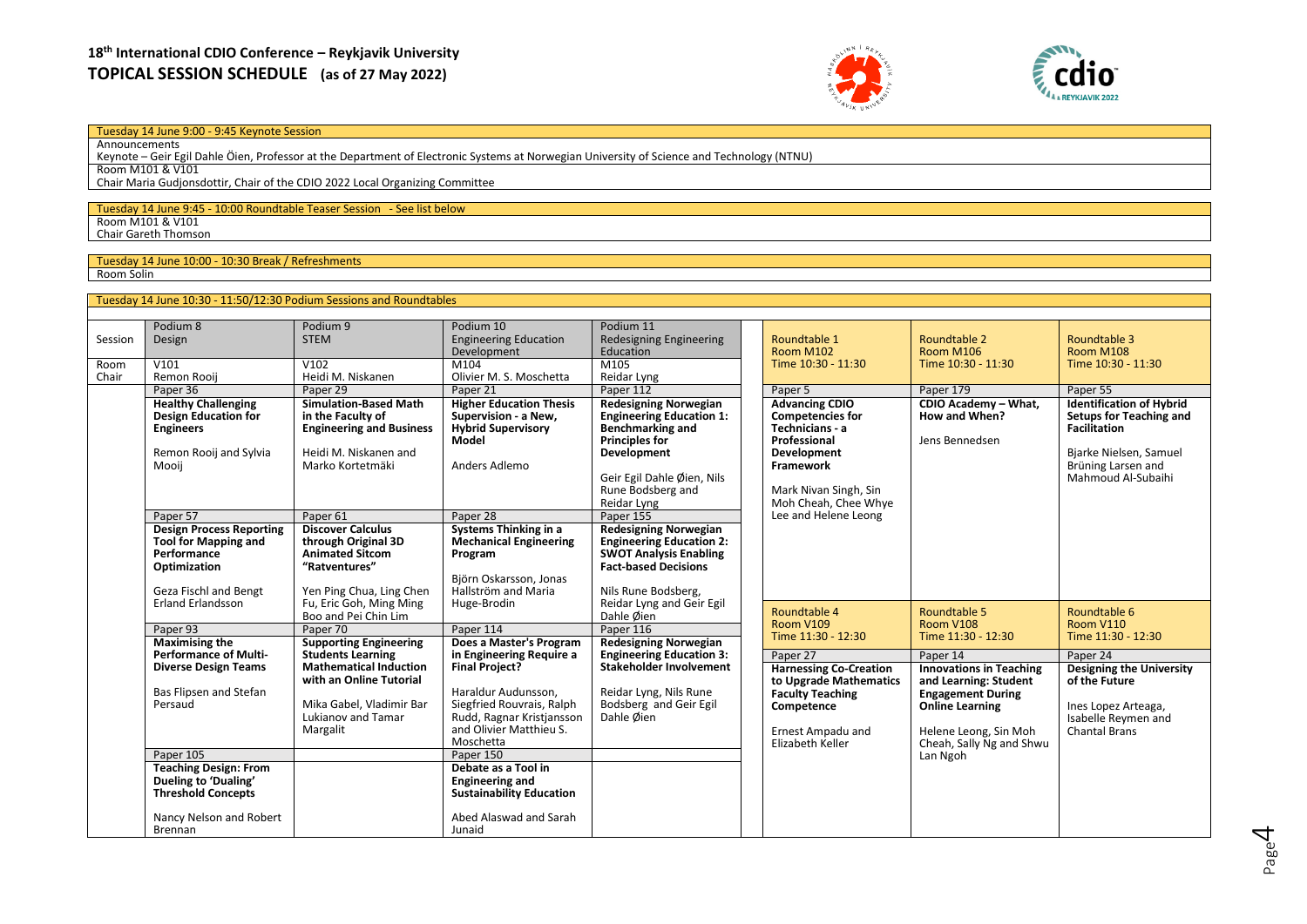## 18[th] International CDIO Conference – Reykjavik University

## TOPICAL SESSION SCHEDULE (as of 27 May 2022)

**Tuesday 14 June 9:00 - 9:45 Keynote Session**

Announcements

Keynote – Geir Egil Dahle Öien, Professor at the Department of Electronic Systems at Norwegian University of Science and Technology (NTNU)

Room M101 & V101

Chair Maria Gudjonsdottir, Chair of the CDIO 2022 Local Organizing Committee

**Tuesday 14 June 9:45 - 10:00 Roundtable Teaser Session - See list below**

Room M101 & V101

Chair Gareth Thomson

**Tuesday 14 June 10:00 - 10:30 Break / Refreshments**

Room Solin

**Tuesday 14 June 10:30 - 11:50/12:30 Podium Sessions and Roundtables**

| Session | Podium 8 Design | Podium 9 STEM | Podium 10 Engineering Education Development | Podium 11 Redesigning Engineering Education |
|---|---|---|---|---|
| Room | V101 | V102 | M104 | M105 |
| Chair | Remon Rooij | Heidi M. Niskanen | Olivier M. S. Moschetta | Reidar Lyng |
| | Paper 36 | Paper 29 | Paper 21 | Paper 112 |
| | **Healthy Challenging Design Education for Engineers** Remon Rooij and Sylvia Mooij | **Simulation-Based Math in the Faculty of Engineering and Business** Heidi M. Niskanen and Marko Kortetmäki | **Higher Education Thesis Supervision - a New, Hybrid Supervisory Model** Anders Adlemo | **Redesigning Norwegian Engineering Education 1: Benchmarking and Principles for Development** Geir Egil Dahle Øien, Nils Rune Bodsberg and Reidar Lyng |
| | Paper 57 | Paper 61 | Paper 28 | Paper 155 |
| | **Design Process Reporting Tool for Mapping and Performance Optimization** Geza Fischl and Bengt Erland Erlandsson | **Discover Calculus through Original 3D Animated Sitcom "Ratventures"** Yen Ping Chua, Ling Chen Fu, Eric Goh, Ming Ming Boo and Pei Chin Lim | **Systems Thinking in a Mechanical Engineering Program** Björn Oskarsson, Jonas Hallström and Maria Huge-Brodin | **Redesigning Norwegian Engineering Education 2: SWOT Analysis Enabling Fact-based Decisions** Nils Rune Bodsberg, Reidar Lyng and Geir Egil Dahle Øien |
| | Paper 93 | Paper 70 | Paper 114 | Paper 116 |
| | **Maximising the Performance of Multi-Diverse Design Teams** Bas Flipsen and Stefan Persaud | **Supporting Engineering Students Learning Mathematical Induction with an Online Tutorial** Mika Gabel, Vladimir Bar Lukianov and Tamar Margalit | **Does a Master's Program in Engineering Require a Final Project?** Haraldur Audunsson, Siegfried Rouvrais, Ralph Rudd, Ragnar Kristjansson and Olivier Matthieu S. Moschetta | **Redesigning Norwegian Engineering Education 3: Stakeholder Involvement** Reidar Lyng, Nils Rune Bodsberg and Geir Egil Dahle Øien |
| | Paper 105 | | Paper 150 | |
| | **Teaching Design: From Dueling to 'Dualing' Threshold Concepts** Nancy Nelson and Robert Brennan | | **Debate as a Tool in Engineering and Sustainability Education** Abed Alaswad and Sarah Junaid | |

| Roundtable 1 Room M102 Time 10:30 - 11:30 | Roundtable 2 Room M106 Time 10:30 - 11:30 | Roundtable 3 Room M108 Time 10:30 - 11:30 |
|---|---|---|
| Paper 5 | Paper 179 | Paper 55 |
| **Advancing CDIO Competencies for Technicians - a Professional Development Framework** Mark Nivan Singh, Sin Moh Cheah, Chee Whye Lee and Helene Leong | **CDIO Academy – What, How and When?** Jens Bennedsen | **Identification of Hybrid Setups for Teaching and Facilitation** Bjarke Nielsen, Samuel Brüning Larsen and Mahmoud Al-Subaihi |

| Roundtable 4 Room V109 Time 11:30 - 12:30 | Roundtable 5 Room V108 Time 11:30 - 12:30 | Roundtable 6 Room V110 Time 11:30 - 12:30 |
|---|---|---|
| Paper 27 | Paper 14 | Paper 24 |
| **Harnessing Co-Creation to Upgrade Mathematics Faculty Teaching Competence** Ernest Ampadu and Elizabeth Keller | **Innovations in Teaching and Learning: Student Engagement During Online Learning** Helene Leong, Sin Moh Cheah, Sally Ng and Shwu Lan Ngoh | **Designing the University of the Future** Ines Lopez Arteaga, Isabelle Reymen and Chantal Brans |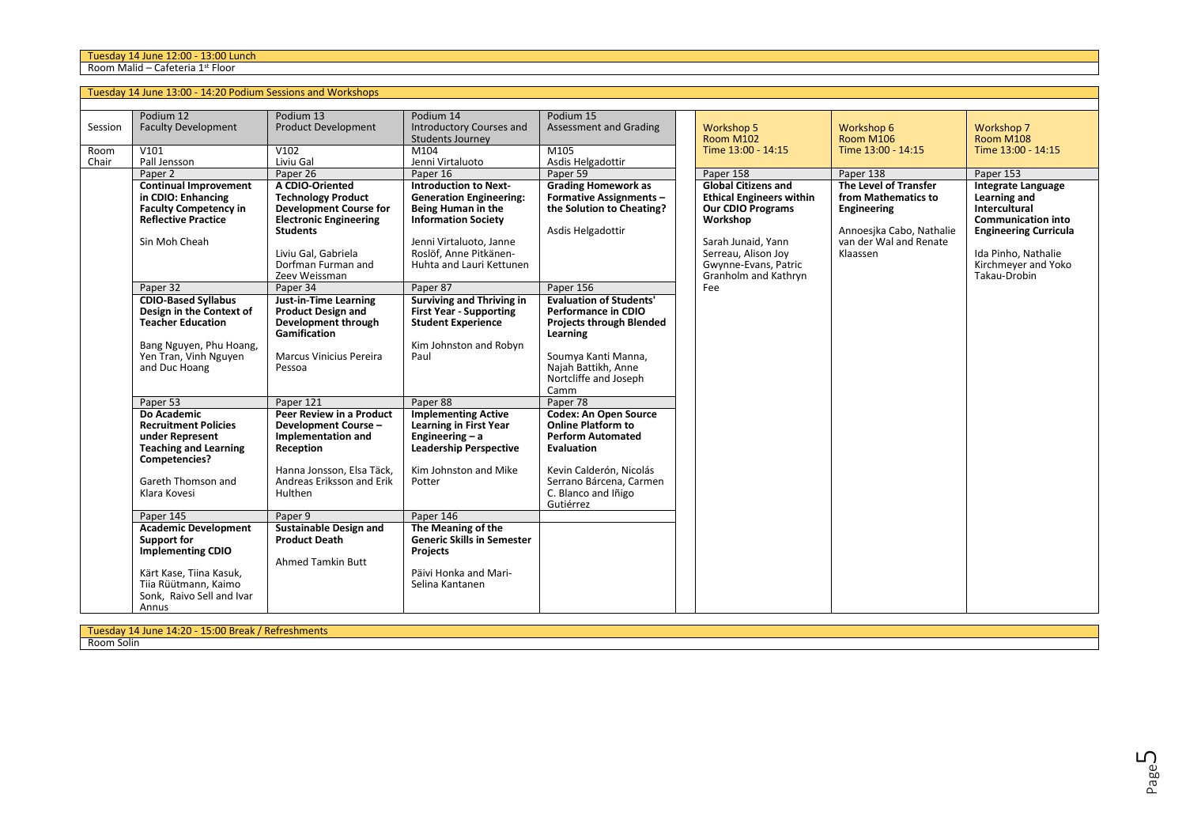Tuesday 14 June 12:00 - 13:00 Lunch
Room Malid – Cafeteria 1st Floor

Tuesday 14 June 13:00 - 14:20 Podium Sessions and Workshops

| Session | Podium 12<br>Faculty Development | Podium 13<br>Product Development | Podium 14<br>Introductory Courses and Students Journey | Podium 15<br>Assessment and Grading | Workshop 5<br>Room M102<br>Time 13:00 - 14:15 | Workshop 6<br>Room M106<br>Time 13:00 - 14:15 | Workshop 7<br>Room M108<br>Time 13:00 - 14:15 |
|---|---|---|---|---|---|---|---|
| Room | V101 | V102 | M104 | M105 | | | |
| Chair | Pall Jensson | Liviu Gal | Jenni Virtaluoto | Asdis Helgadottir | | | |
| | Paper 2 | Paper 26 | Paper 16 | Paper 59 | Paper 158 | Paper 138 | Paper 153 |
| | **Continual Improvement in CDIO: Enhancing Faculty Competency in Reflective Practice**<br><br>Sin Moh Cheah | **A CDIO-Oriented Technology Product Development Course for Electronic Engineering Students**<br><br>Liviu Gal, Gabriela Dorfman Furman and Zeev Weissman | **Introduction to Next-Generation Engineering: Being Human in the Information Society**<br><br>Jenni Virtaluoto, Janne Roslöf, Anne Pitkänen-Huhta and Lauri Kettunen | **Grading Homework as Formative Assignments – the Solution to Cheating?**<br><br>Asdis Helgadottir | **Global Citizens and Ethical Engineers within Our CDIO Programs Workshop**<br><br>Sarah Junaid, Yann Serreau, Alison Joy Gwynne-Evans, Patric Granholm and Kathryn Fee | **The Level of Transfer from Mathematics to Engineering**<br><br>Annoesjka Cabo, Nathalie van der Wal and Renate Klaassen | **Integrate Language Learning and Intercultural Communication into Engineering Curricula**<br><br>Ida Pinho, Nathalie Kirchmeyer and Yoko Takau-Drobin |
| | Paper 32 | Paper 34 | Paper 87 | Paper 156 | | | |
| | **CDIO-Based Syllabus Design in the Context of Teacher Education**<br><br>Bang Nguyen, Phu Hoang, Yen Tran, Vinh Nguyen and Duc Hoang | **Just-in-Time Learning Product Design and Development through Gamification**<br><br>Marcus Vinicius Pereira Pessoa | **Surviving and Thriving in First Year - Supporting Student Experience**<br><br>Kim Johnston and Robyn Paul | **Evaluation of Students' Performance in CDIO Projects through Blended Learning**<br><br>Soumya Kanti Manna, Najah Battikh, Anne Nortcliffe and Joseph Camm | | | |
| | Paper 53 | Paper 121 | Paper 88 | Paper 78 | | | |
| | **Do Academic Recruitment Policies under Represent Teaching and Learning Competencies?**<br><br>Gareth Thomson and Klara Kovesi | **Peer Review in a Product Development Course – Implementation and Reception**<br><br>Hanna Jonsson, Elsa Täck, Andreas Eriksson and Erik Hulthen | **Implementing Active Learning in First Year Engineering – a Leadership Perspective**<br><br>Kim Johnston and Mike Potter | **Codex: An Open Source Online Platform to Perform Automated Evaluation**<br><br>Kevin Calderón, Nicolás Serrano Bárcena, Carmen C. Blanco and Iñigo Gutiérrez | | | |
| | Paper 145 | Paper 9 | Paper 146 | | | | |
| | **Academic Development Support for Implementing CDIO**<br><br>Kärt Kase, Tiina Kasuk, Tiia Rüütmann, Kaimo Sonk, Raivo Sell and Ivar Annus | **Sustainable Design and Product Death**<br><br>Ahmed Tamkin Butt | **The Meaning of the Generic Skills in Semester Projects**<br><br>Päivi Honka and Mari-Selina Kantanen | | | | |

Tuesday 14 June 14:20 - 15:00 Break / Refreshments
Room Solin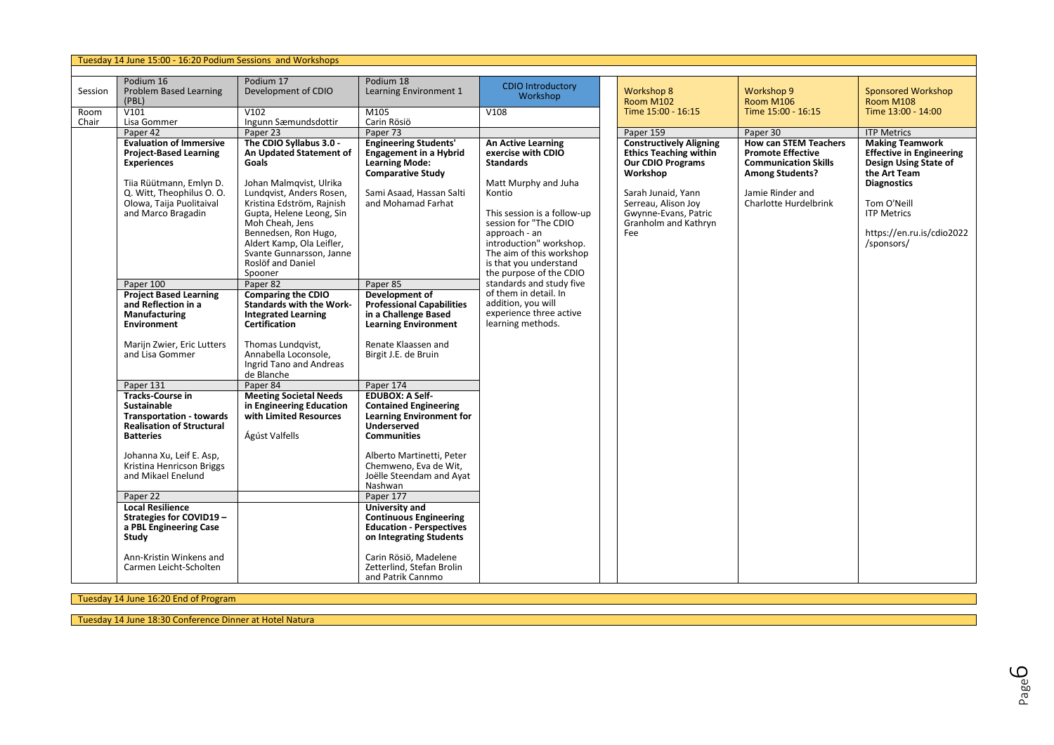Tuesday 14 June 15:00 - 16:20 Podium Sessions and Workshops

| Session | Podium 16 Problem Based Learning (PBL) | Podium 17 Development of CDIO | Podium 18 Learning Environment 1 | CDIO Introductory Workshop | Workshop 8 Room M102 Time 15:00 - 16:15 | Workshop 9 Room M106 Time 15:00 - 16:15 | Sponsored Workshop Room M108 Time 13:00 - 14:00 |
|---|---|---|---|---|---|---|---|
| Room | V101 | V102 | M105 | V108 | | | |
| Chair | Lisa Gommer | Ingunn Sæmundsdottir | Carin Rösiö | | | | |
| | Paper 42 | Paper 23 | Paper 73 | | Paper 159 | Paper 30 | ITP Metrics |
| | **Evaluation of Immersive Project-Based Learning Experiences** Tiia Rüütmann, Emlyn D. Q. Witt, Theophilus O. O. Olowa, Taija Puolitaival and Marco Bragadin | **The CDIO Syllabus 3.0 - An Updated Statement of Goals** Johan Malmqvist, Ulrika Lundqvist, Anders Rosen, Kristina Edström, Rajnish Gupta, Helene Leong, Sin Moh Cheah, Jens Bennedsen, Ron Hugo, Aldert Kamp, Ola Leifler, Svante Gunnarsson, Janne Roslöf and Daniel Spooner | **Engineering Students' Engagement in a Hybrid Learning Mode: Comparative Study** Sami Asaad, Hassan Salti and Mohamad Farhat | **An Active Learning exercise with CDIO Standards** Matt Murphy and Juha Kontio This session is a follow-up session for "The CDIO approach - an introduction" workshop. The aim of this workshop is that you understand the purpose of the CDIO standards and study five of them in detail. In addition, you will experience three active learning methods. | **Constructively Aligning Ethics Teaching within Our CDIO Programs Workshop** Sarah Junaid, Yann Serreau, Alison Joy Gwynne-Evans, Patric Granholm and Kathryn Fee | **How can STEM Teachers Promote Effective Communication Skills Among Students?** Jamie Rinder and Charlotte Hurdelbrink | **Making Teamwork Effective in Engineering Design Using State of the Art Team Diagnostics** Tom O'Neill ITP Metrics https://en.ru.is/cdio2022/sponsors/ |
| | Paper 100 | Paper 82 | Paper 85 | | | | |
| | **Project Based Learning and Reflection in a Manufacturing Environment** Marijn Zwier, Eric Lutters and Lisa Gommer | **Comparing the CDIO Standards with the Work-Integrated Learning Certification** Thomas Lundqvist, Annabella Loconsole, Ingrid Tano and Andreas de Blanche | **Development of Professional Capabilities in a Challenge Based Learning Environment** Renate Klaassen and Birgit J.E. de Bruin | | | | |
| | Paper 131 | Paper 84 | Paper 174 | | | | |
| | **Tracks-Course in Sustainable Transportation - towards Realisation of Structural Batteries** Johanna Xu, Leif E. Asp, Kristina Henricson Briggs and Mikael Enelund | **Meeting Societal Needs in Engineering Education with Limited Resources** Ágúst Valfells | **EDUBOX: A Self-Contained Engineering Learning Environment for Underserved Communities** Alberto Martinetti, Peter Chemweno, Eva de Wit, Joëlle Steendam and Ayat Nashwan | | | | |
| | Paper 22 | | Paper 177 | | | | |
| | **Local Resilience Strategies for COVID19 – a PBL Engineering Case Study** Ann-Kristin Winkens and Carmen Leicht-Scholten | | **University and Continuous Engineering Education - Perspectives on Integrating Students** Carin Rösiö, Madelene Zetterlind, Stefan Brolin and Patrik Cannmo | | | | |

Tuesday 14 June 16:20 End of Program

Tuesday 14 June 18:30 Conference Dinner at Hotel Natura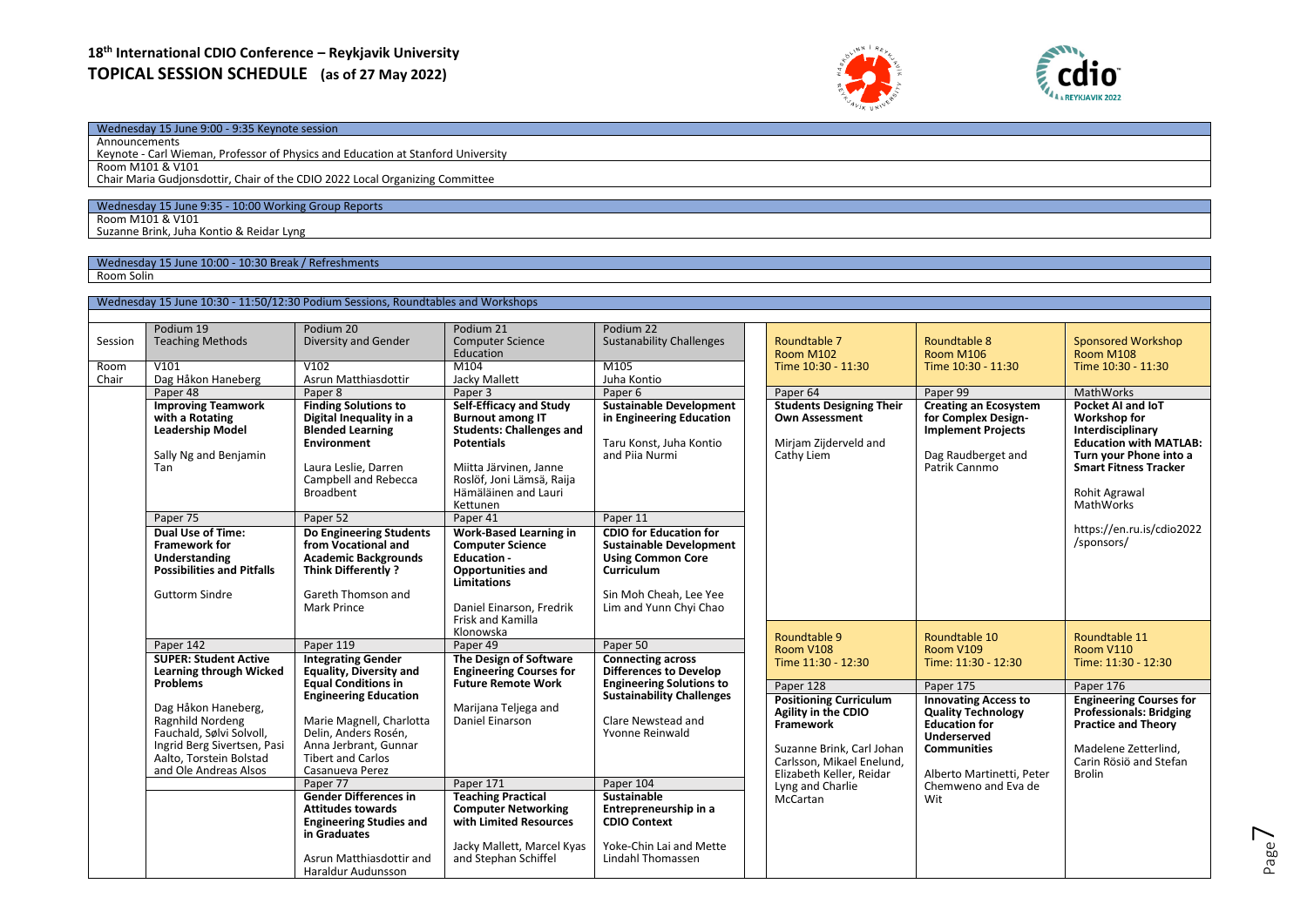# 18th International CDIO Conference – Reykjavik University

# TOPICAL SESSION SCHEDULE (as of 27 May 2022)

| Wednesday 15 June 9:00 - 9:35 Keynote session |
|---|
| Announcements |
| Keynote - Carl Wieman, Professor of Physics and Education at Stanford University |
| Room M101 & V101 |
| Chair Maria Gudjonsdottir, Chair of the CDIO 2022 Local Organizing Committee |

| Wednesday 15 June 9:35 - 10:00 Working Group Reports |
|---|
| Room M101 & V101 |
| Suzanne Brink, Juha Kontio & Reidar Lyng |

| Wednesday 15 June 10:00 - 10:30 Break / Refreshments |
|---|
| Room Solin |

**Wednesday 15 June 10:30 - 11:50/12:30 Podium Sessions, Roundtables and Workshops**

| Session | Podium 19<br>Teaching Methods | Podium 20<br>Diversity and Gender | Podium 21<br>Computer Science Education | Podium 22<br>Sustanability Challenges |
|---|---|---|---|---|
| Room | V101 | V102 | M104 | M105 |
| Chair | Dag Håkon Haneberg | Asrun Matthiasdottir | Jacky Mallett | Juha Kontio |
| | Paper 48<br>**Improving Teamwork with a Rotating Leadership Model**<br>Sally Ng and Benjamin Tan | Paper 8<br>**Finding Solutions to Digital Inequality in a Blended Learning Environment**<br>Laura Leslie, Darren Campbell and Rebecca Broadbent | Paper 3<br>**Self-Efficacy and Study Burnout among IT Students: Challenges and Potentials**<br>Miitta Järvinen, Janne Roslöf, Joni Lämsä, Raija Hämäläinen and Lauri Kettunen | Paper 6<br>**Sustainable Development in Engineering Education**<br>Taru Konst, Juha Kontio and Piia Nurmi |
| | Paper 75<br>**Dual Use of Time: Framework for Understanding Possibilities and Pitfalls**<br>Guttorm Sindre | Paper 52<br>**Do Engineering Students from Vocational and Academic Backgrounds Think Differently ?**<br>Gareth Thomson and Mark Prince | Paper 41<br>**Work-Based Learning in Computer Science Education - Opportunities and Limitations**<br>Daniel Einarson, Fredrik Frisk and Kamilla Klonowska | Paper 11<br>**CDIO for Education for Sustainable Development Using Common Core Curriculum**<br>Sin Moh Cheah, Lee Yee Lim and Yunn Chyi Chao |
| | Paper 142<br>**SUPER: Student Active Learning through Wicked Problems**<br>Dag Håkon Haneberg, Ragnhild Nordeng Fauchald, Sølvi Solvoll, Ingrid Berg Sivertsen, Pasi Aalto, Torstein Bolstad and Ole Andreas Alsos | Paper 119<br>**Integrating Gender Equality, Diversity and Equal Conditions in Engineering Education**<br>Marie Magnell, Charlotta Delin, Anders Rosén, Anna Jerbrant, Gunnar Tibert and Carlos Casanueva Perez | Paper 49<br>**The Design of Software Engineering Courses for Future Remote Work**<br>Marijana Teljega and Daniel Einarson | Paper 50<br>**Connecting across Differences to Develop Engineering Solutions to Sustainability Challenges**<br>Clare Newstead and Yvonne Reinwald |
| | | Paper 77<br>**Gender Differences in Attitudes towards Engineering Studies and in Graduates**<br>Asrun Matthiasdottir and Haraldur Audunsson | Paper 171<br>**Teaching Practical Computer Networking with Limited Resources**<br>Jacky Mallett, Marcel Kyas and Stephan Schiffel | Paper 104<br>**Sustainable Entrepreneurship in a CDIO Context**<br>Yoke-Chin Lai and Mette Lindahl Thomassen |

| Roundtable 7<br>Room M102<br>Time 10:30 - 11:30 | Roundtable 8<br>Room M106<br>Time 10:30 - 11:30 | Sponsored Workshop<br>Room M108<br>Time 10:30 - 11:30 |
|---|---|---|
| Paper 64<br>**Students Designing Their Own Assessment**<br>Mirjam Zijderveld and Cathy Liem | Paper 99<br>**Creating an Ecosystem for Complex Design-Implement Projects**<br>Dag Raudberget and Patrik Cannmo | MathWorks<br>**Pocket AI and IoT Workshop for Interdisciplinary Education with MATLAB: Turn your Phone into a Smart Fitness Tracker**<br>Rohit Agrawal<br>MathWorks<br>https://en.ru.is/cdio2022/sponsors/ |

| Roundtable 9<br>Room V108<br>Time 11:30 - 12:30 | Roundtable 10<br>Room V109<br>Time: 11:30 - 12:30 | Roundtable 11<br>Room V110<br>Time: 11:30 - 12:30 |
|---|---|---|
| Paper 128<br>**Positioning Curriculum Agility in the CDIO Framework**<br>Suzanne Brink, Carl Johan Carlsson, Mikael Enelund, Elizabeth Keller, Reidar Lyng and Charlie McCartan | Paper 175<br>**Innovating Access to Quality Technology Education for Underserved Communities**<br>Alberto Martinetti, Peter Chemweno and Eva de Wit | Paper 176<br>**Engineering Courses for Professionals: Bridging Practice and Theory**<br>Madelene Zetterlind, Carin Rösiö and Stefan Brolin |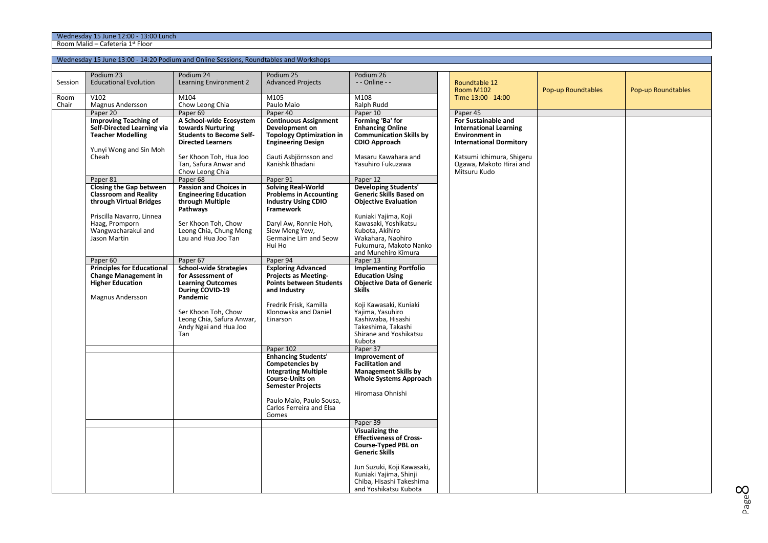Wednesday 15 June 12:00 - 13:00 Lunch

Room Malid – Cafeteria 1st Floor

Wednesday 15 June 13:00 - 14:20 Podium and Online Sessions, Roundtables and Workshops

| Session | Podium 23<br>Educational Evolution | Podium 24<br>Learning Environment 2 | Podium 25<br>Advanced Projects | Podium 26<br>- - Online - - | | Roundtable 12<br>Room M102<br>Time 13:00 - 14:00 | Pop-up Roundtables | Pop-up Roundtables |
|---|---|---|---|---|---|---|---|---|
| Room<br>Chair | V102<br>Magnus Andersson | M104<br>Chow Leong Chia | M105<br>Paulo Maio | M108<br>Ralph Rudd | | | | |
| | Paper 20 | Paper 69 | Paper 40 | Paper 10 | | Paper 45 | | |
| | **Improving Teaching of Self-Directed Learning via Teacher Modelling**<br><br>Yunyi Wong and Sin Moh Cheah | **A School-wide Ecosystem towards Nurturing Students to Become Self-Directed Learners**<br><br>Ser Khoon Toh, Hua Joo Tan, Safura Anwar and Chow Leong Chia | **Continuous Assignment Development on Topology Optimization in Engineering Design**<br><br>Gauti Asbjörnsson and Kanishk Bhadani | **Forming 'Ba' for Enhancing Online Communication Skills by CDIO Approach**<br><br>Masaru Kawahara and Yasuhiro Fukuzawa | | **For Sustainable and International Learning Environment in International Dormitory**<br><br>Katsumi Ichimura, Shigeru Ogawa, Makoto Hirai and Mitsuru Kudo | | |
| | Paper 81 | Paper 68 | Paper 91 | Paper 12 | | | | |
| | **Closing the Gap between Classroom and Reality through Virtual Bridges**<br><br>Priscilla Navarro, Linnea Haag, Promporn Wangwacharakul and Jason Martin | **Passion and Choices in Engineering Education through Multiple Pathways**<br><br>Ser Khoon Toh, Chow Leong Chia, Chung Meng Lau and Hua Joo Tan | **Solving Real-World Problems in Accounting Industry Using CDIO Framework**<br><br>Daryl Aw, Ronnie Hoh, Siew Meng Yew, Germaine Lim and Seow Hui Ho | **Developing Students' Generic Skills Based on Objective Evaluation**<br><br>Kuniaki Yajima, Koji Kawasaki, Yoshikatsu Kubota, Akihiro Wakahara, Naohiro Fukumura, Makoto Nanko and Munehiro Kimura | | | | |
| | Paper 60 | Paper 67 | Paper 94 | Paper 13 | | | | |
| | **Principles for Educational Change Management in Higher Education**<br><br>Magnus Andersson | **School-wide Strategies for Assessment of Learning Outcomes During COVID-19 Pandemic**<br><br>Ser Khoon Toh, Chow Leong Chia, Safura Anwar, Andy Ngai and Hua Joo Tan | **Exploring Advanced Projects as Meeting-Points between Students and Industry**<br><br>Fredrik Frisk, Kamilla Klonowska and Daniel Einarson | **Implementing Portfolio Education Using Objective Data of Generic Skills**<br><br>Koji Kawasaki, Kuniaki Yajima, Yasuhiro Kashiwaba, Hisashi Takeshima, Takashi Shirane and Yoshikatsu Kubota | | | | |
| | | | Paper 102 | Paper 37 | | | | |
| | | | **Enhancing Students' Competencies by Integrating Multiple Course-Units on Semester Projects**<br><br>Paulo Maio, Paulo Sousa, Carlos Ferreira and Elsa Gomes | **Improvement of Facilitation and Management Skills by Whole Systems Approach**<br><br>Hiromasa Ohnishi | | | | |
| | | | | Paper 39 | | | | |
| | | | | **Visualizing the Effectiveness of Cross-Course-Typed PBL on Generic Skills**<br><br>Jun Suzuki, Koji Kawasaki, Kuniaki Yajima, Shinji Chiba, Hisashi Takeshima and Yoshikatsu Kubota | | | | |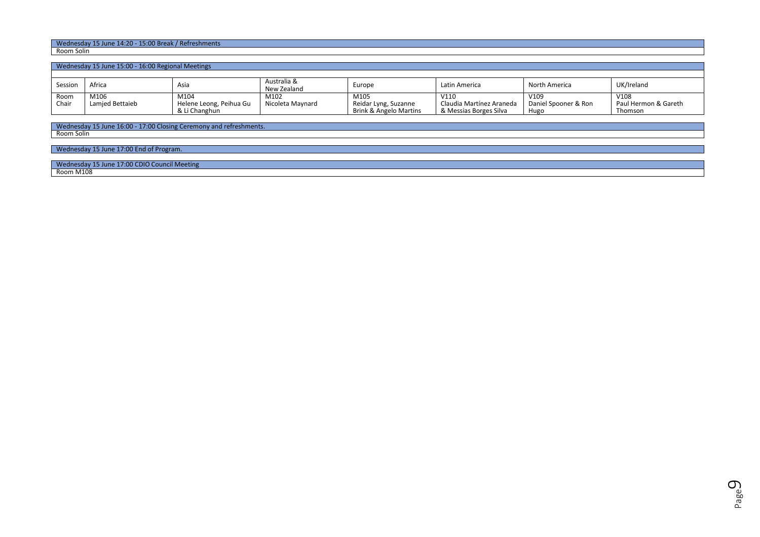| Wednesday 15 June 14:20 - 15:00 Break / Refreshments |
| --- |
| Room Solin |

| Wednesday 15 June 15:00 - 16:00 Regional Meetings | | | | | | | |
| --- | --- | --- | --- | --- | --- | --- | --- |
| Session | Africa | Asia | Australia & New Zealand | Europe | Latin America | North America | UK/Ireland |
| Room Chair | M106 Lamjed Bettaieb | M104 Helene Leong, Peihua Gu & Li Changhun | M102 Nicoleta Maynard | M105 Reidar Lyng, Suzanne Brink & Angelo Martins | V110 Claudia Martínez Araneda & Messias Borges Silva | V109 Daniel Spooner & Ron Hugo | V108 Paul Hermon & Gareth Thomson |

| Wednesday 15 June 16:00 - 17:00 Closing Ceremony and refreshments. |
| --- |
| Room Solin |

| Wednesday 15 June 17:00 End of Program. |
| --- |

| Wednesday 15 June 17:00 CDIO Council Meeting |
| --- |
| Room M108 |